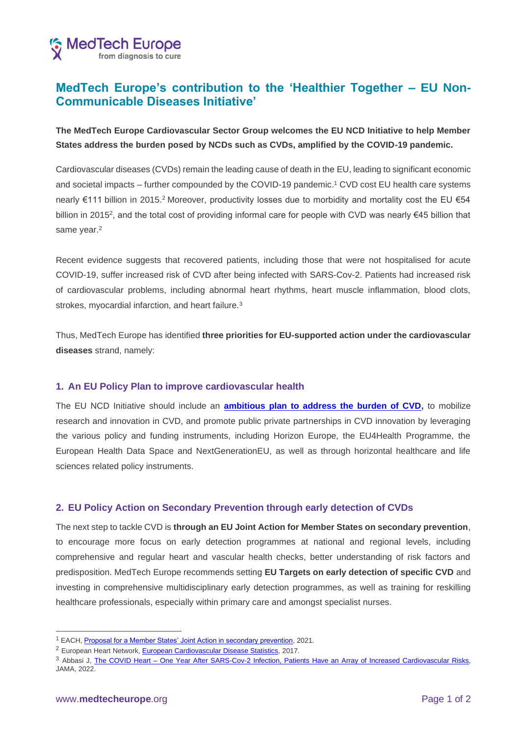# MedTech Europe's contribution to the 'Healthier Together – EU Non-Communicable Diseases Initiative'

**The MedTech Europe Cardiovascular Sector Group welcomes the EU NCD Initiative to help Member States address the burden posed by NCDs such as CVDs, amplified by the COVID-19 pandemic.**

Cardiovascular diseases (CVDs) remain the leading cause of death in the EU, leading to significant economic and societal impacts – further compounded by the COVID-19 pandemic.[1] CVD cost EU health care systems nearly €111 billion in 2015.[2] Moreover, productivity losses due to morbidity and mortality cost the EU €54 billion in 2015[2], and the total cost of providing informal care for people with CVD was nearly €45 billion that same year.[2]

Recent evidence suggests that recovered patients, including those that were not hospitalised for acute COVID-19, suffer increased risk of CVD after being infected with SARS-Cov-2. Patients had increased risk of cardiovascular problems, including abnormal heart rhythms, heart muscle inflammation, blood clots, strokes, myocardial infarction, and heart failure.[3]

Thus, MedTech Europe has identified **three priorities for EU-supported action under the cardiovascular diseases** strand, namely:

## 1. An EU Policy Plan to improve cardiovascular health

The EU NCD Initiative should include an **ambitious plan to address the burden of CVD,** to mobilize research and innovation in CVD, and promote public private partnerships in CVD innovation by leveraging the various policy and funding instruments, including Horizon Europe, the EU4Health Programme, the European Health Data Space and NextGenerationEU, as well as through horizontal healthcare and life sciences related policy instruments.

## 2. EU Policy Action on Secondary Prevention through early detection of CVDs

The next step to tackle CVD is **through an EU Joint Action for Member States on secondary prevention**, to encourage more focus on early detection programmes at national and regional levels, including comprehensive and regular heart and vascular health checks, better understanding of risk factors and predisposition. MedTech Europe recommends setting **EU Targets on early detection of specific CVD** and investing in comprehensive multidisciplinary early detection programmes, as well as training for reskilling healthcare professionals, especially within primary care and amongst specialist nurses.

---

[1] EACH, Proposal for a Member States' Joint Action in secondary prevention, 2021.

[2] European Heart Network, European Cardiovascular Disease Statistics, 2017.

[3] Abbasi J, The COVID Heart – One Year After SARS-Cov-2 Infection, Patients Have an Array of Increased Cardiovascular Risks, JAMA, 2022.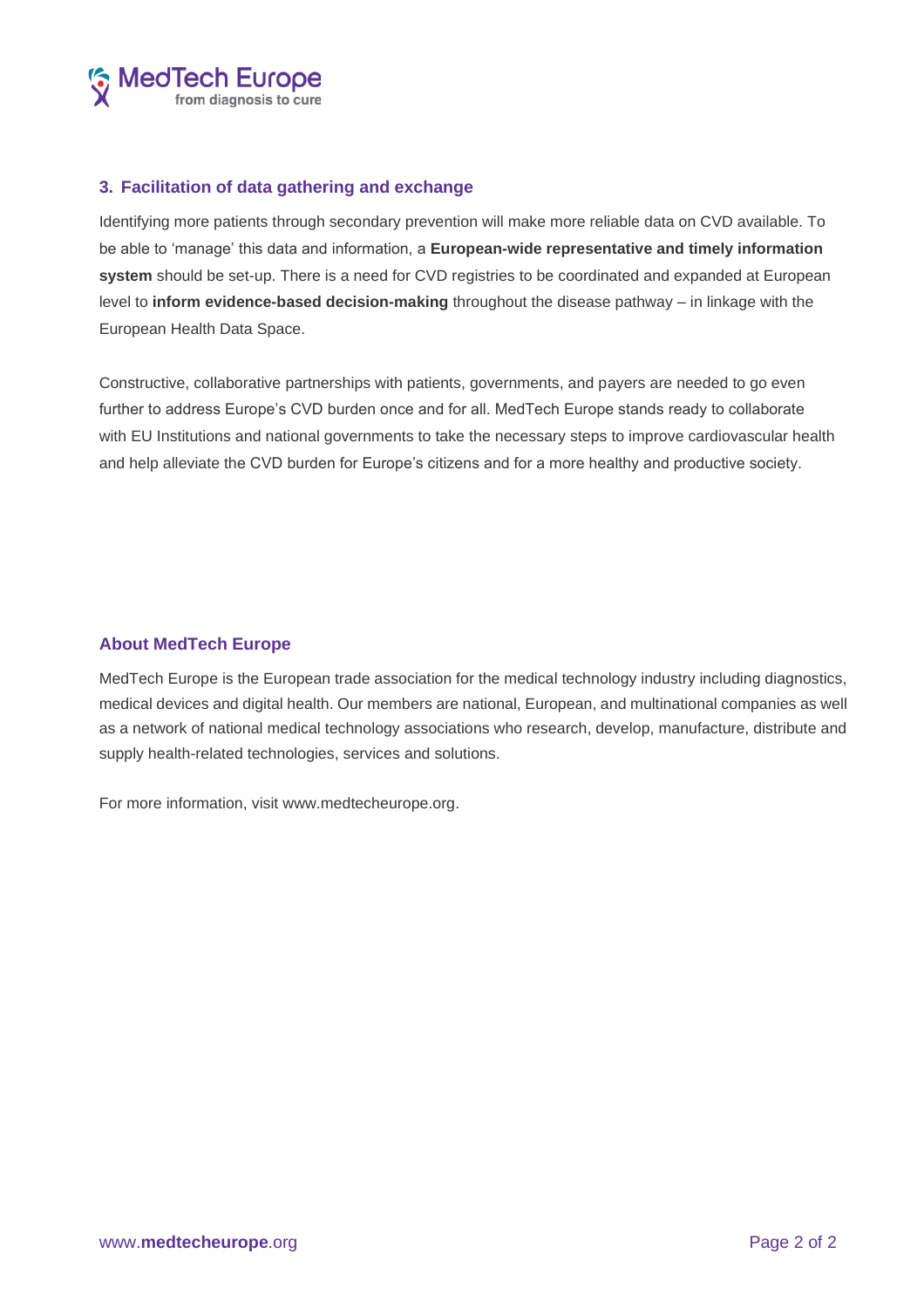### 3. Facilitation of data gathering and exchange

Identifying more patients through secondary prevention will make more reliable data on CVD available. To be able to 'manage' this data and information, a **European-wide representative and timely information system** should be set-up. There is a need for CVD registries to be coordinated and expanded at European level to **inform evidence-based decision-making** throughout the disease pathway – in linkage with the European Health Data Space.

Constructive, collaborative partnerships with patients, governments, and payers are needed to go even further to address Europe's CVD burden once and for all. MedTech Europe stands ready to collaborate with EU Institutions and national governments to take the necessary steps to improve cardiovascular health and help alleviate the CVD burden for Europe's citizens and for a more healthy and productive society.

### About MedTech Europe

MedTech Europe is the European trade association for the medical technology industry including diagnostics, medical devices and digital health. Our members are national, European, and multinational companies as well as a network of national medical technology associations who research, develop, manufacture, distribute and supply health-related technologies, services and solutions.

For more information, visit www.medtecheurope.org.